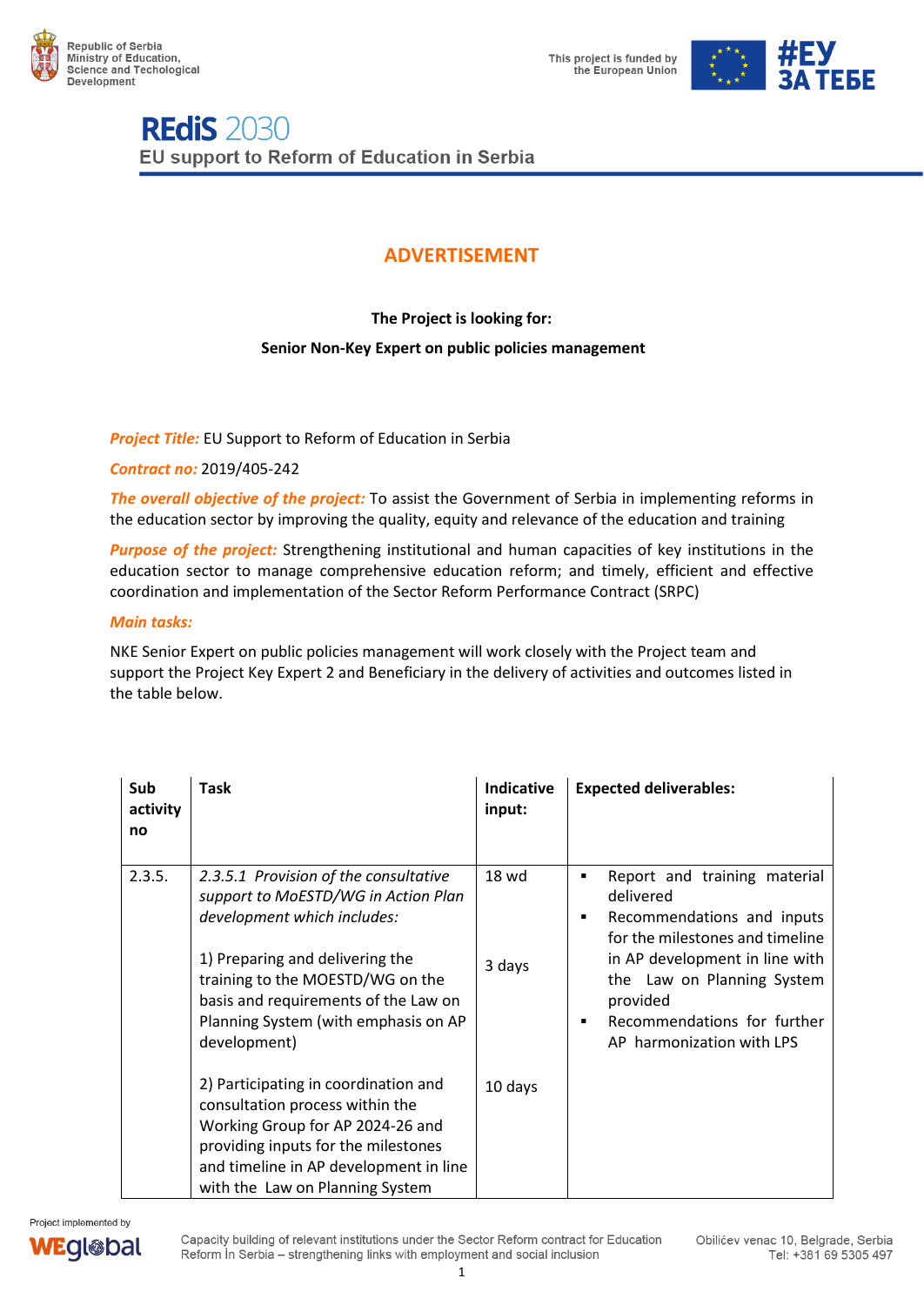# ADVERTISEMENT

**The Project is looking for:**

**Senior Non-Key Expert on public policies management**

***Project Title:*** EU Support to Reform of Education in Serbia

***Contract no:*** 2019/405-242

***The overall objective of the project:*** To assist the Government of Serbia in implementing reforms in the education sector by improving the quality, equity and relevance of the education and training

***Purpose of the project:*** Strengthening institutional and human capacities of key institutions in the education sector to manage comprehensive education reform; and timely, efficient and effective coordination and implementation of the Sector Reform Performance Contract (SRPC)

***Main tasks:***

NKE Senior Expert on public policies management will work closely with the Project team and support the Project Key Expert 2 and Beneficiary in the delivery of activities and outcomes listed in the table below.

| Sub activity no | Task | Indicative input: | Expected deliverables: |
|---|---|---|---|
| 2.3.5. | *2.3.5.1 Provision of the consultative support to MoESTD/WG in Action Plan development which includes:*<br><br>1) Preparing and delivering the training to the MOESTD/WG on the basis and requirements of the Law on Planning System (with emphasis on AP development)<br><br>2) Participating in coordination and consultation process within the Working Group for AP 2024-26 and providing inputs for the milestones and timeline in AP development in line with the Law on Planning System | 18 wd<br><br>3 days<br><br>10 days | ▪ Report and training material delivered<br>▪ Recommendations and inputs for the milestones and timeline in AP development in line with the Law on Planning System provided<br>▪ Recommendations for further AP harmonization with LPS |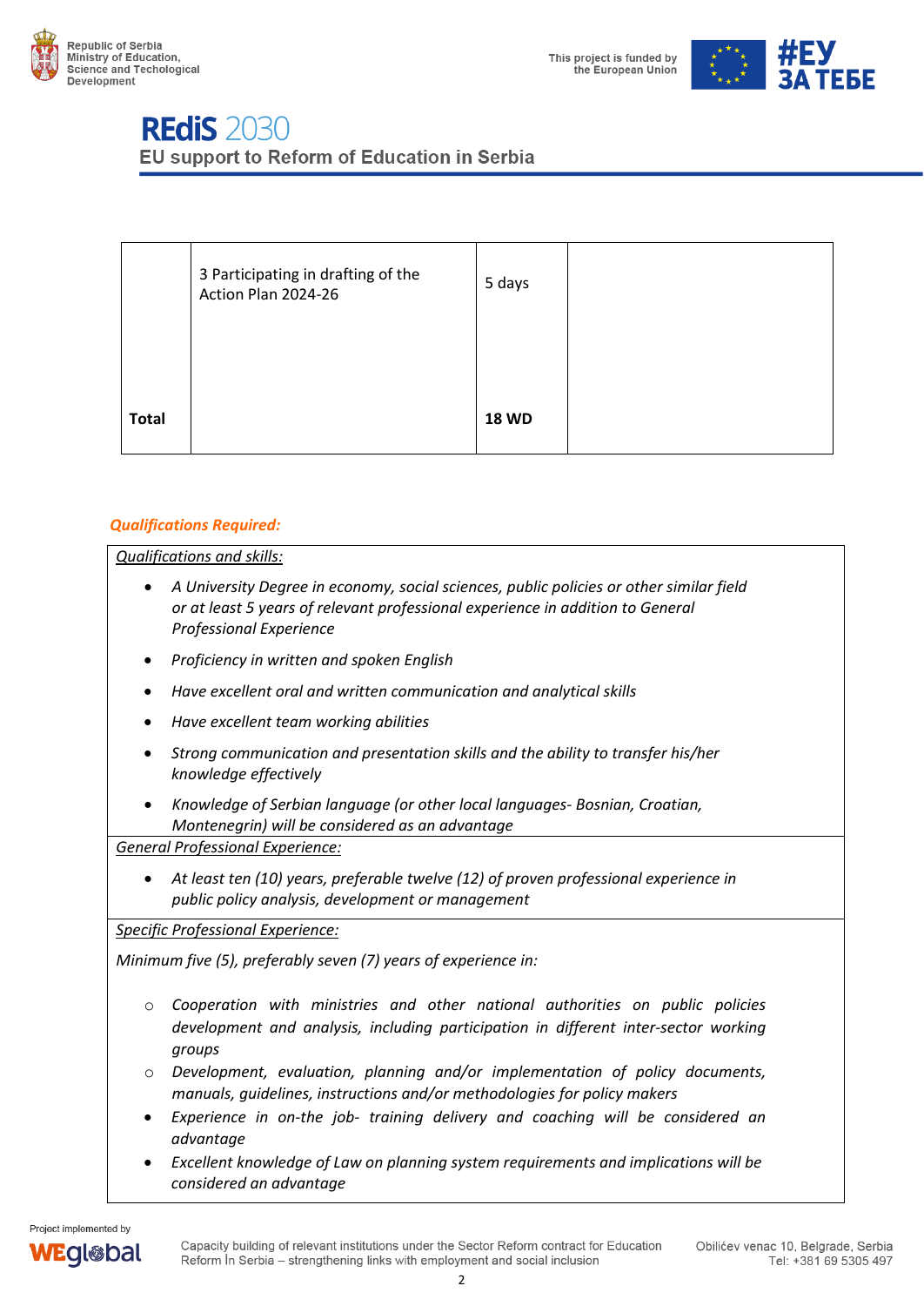|  | 3 Participating in drafting of the Action Plan 2024-26 | 5 days |  |
|---|---|---|---|
| **Total** |  | **18 WD** |  |

***Qualifications Required:***

*Qualifications and skills:*

- *A University Degree in economy, social sciences, public policies or other similar field or at least 5 years of relevant professional experience in addition to General Professional Experience*
- *Proficiency in written and spoken English*
- *Have excellent oral and written communication and analytical skills*
- *Have excellent team working abilities*
- *Strong communication and presentation skills and the ability to transfer his/her knowledge effectively*
- *Knowledge of Serbian language (or other local languages- Bosnian, Croatian, Montenegrin) will be considered as an advantage*

*General Professional Experience:*

- *At least ten (10) years, preferable twelve (12) of proven professional experience in public policy analysis, development or management*

*Specific Professional Experience:*

*Minimum five (5), preferably seven (7) years of experience in:*

- *Cooperation with ministries and other national authorities on public policies development and analysis, including participation in different inter-sector working groups*
- *Development, evaluation, planning and/or implementation of policy documents, manuals, guidelines, instructions and/or methodologies for policy makers*
- *Experience in on-the job- training delivery and coaching will be considered an advantage*
- *Excellent knowledge of Law on planning system requirements and implications will be considered an advantage*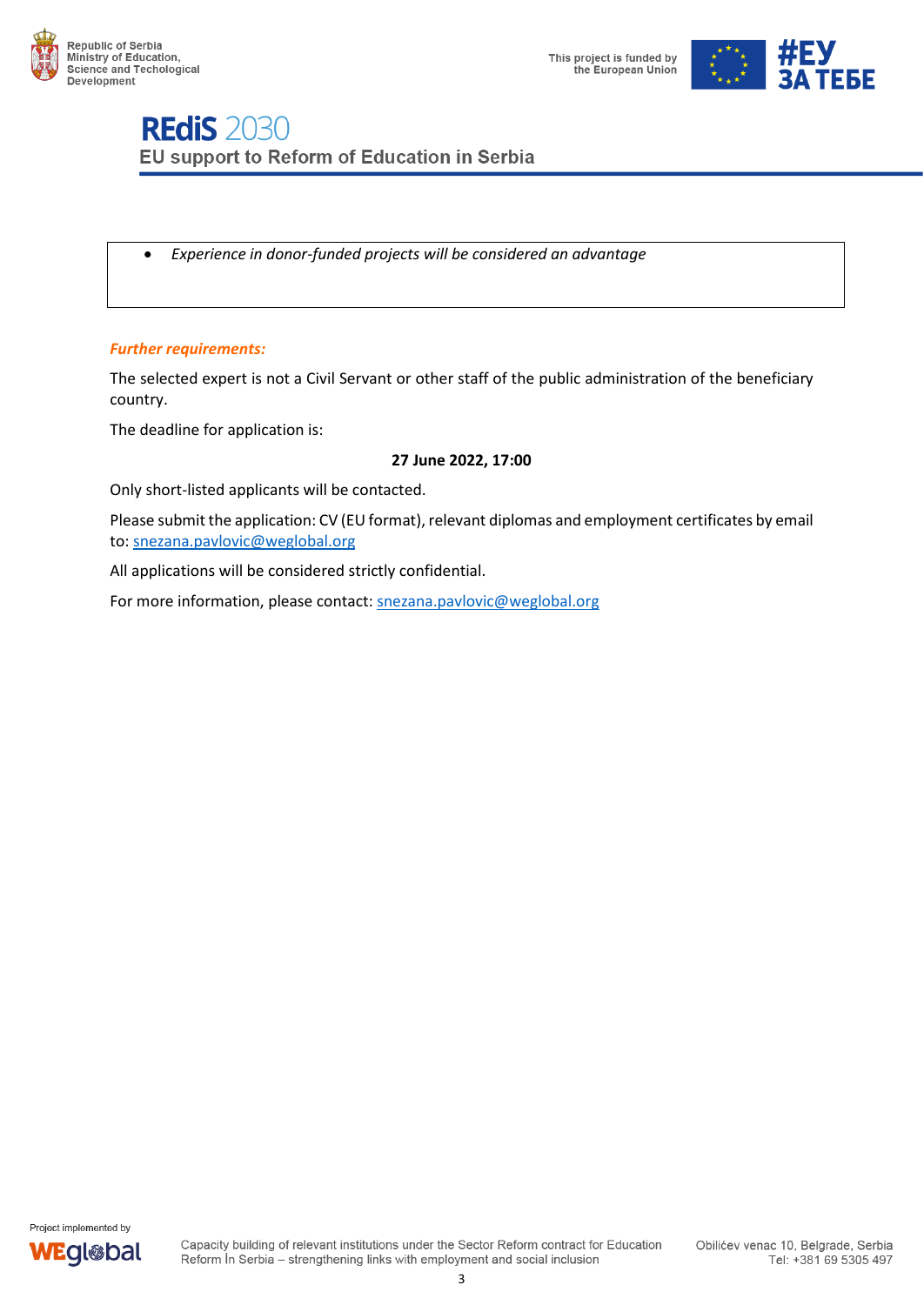- *Experience in donor-funded projects will be considered an advantage*

***Further requirements:***

The selected expert is not a Civil Servant or other staff of the public administration of the beneficiary country.

The deadline for application is:

**27 June 2022, 17:00**

Only short-listed applicants will be contacted.

Please submit the application: CV (EU format), relevant diplomas and employment certificates by email to: snezana.pavlovic@weglobal.org

All applications will be considered strictly confidential.

For more information, please contact: snezana.pavlovic@weglobal.org